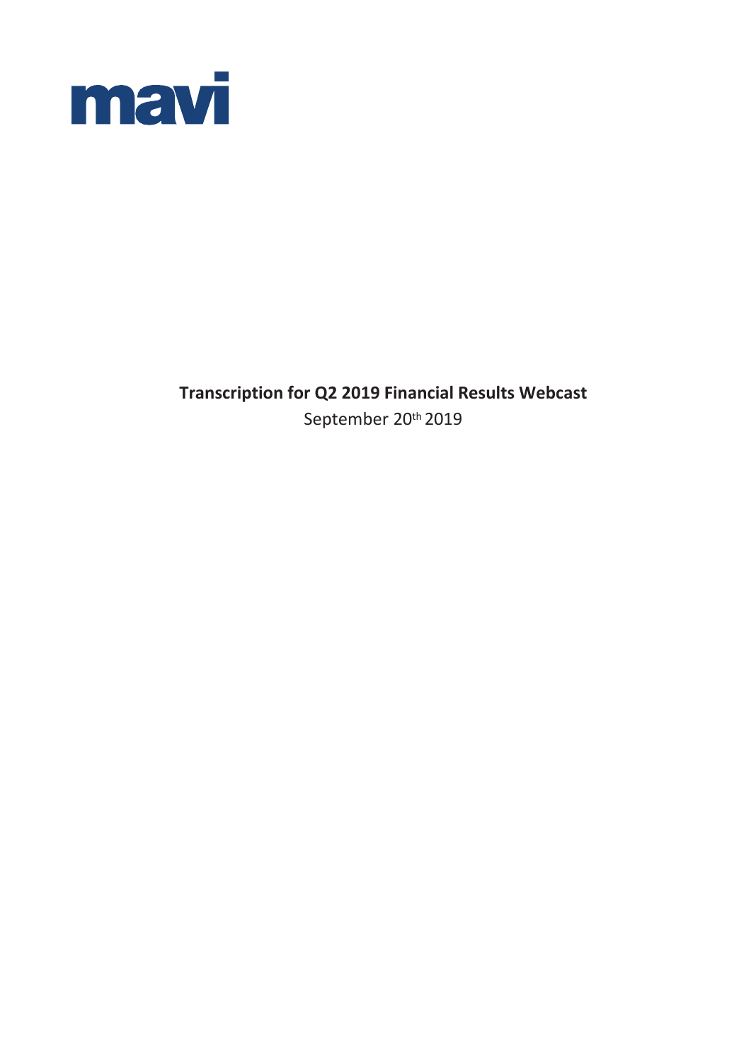mavi

**Transcription for Q2 2019 Financial Results Webcast**

September 20th 2019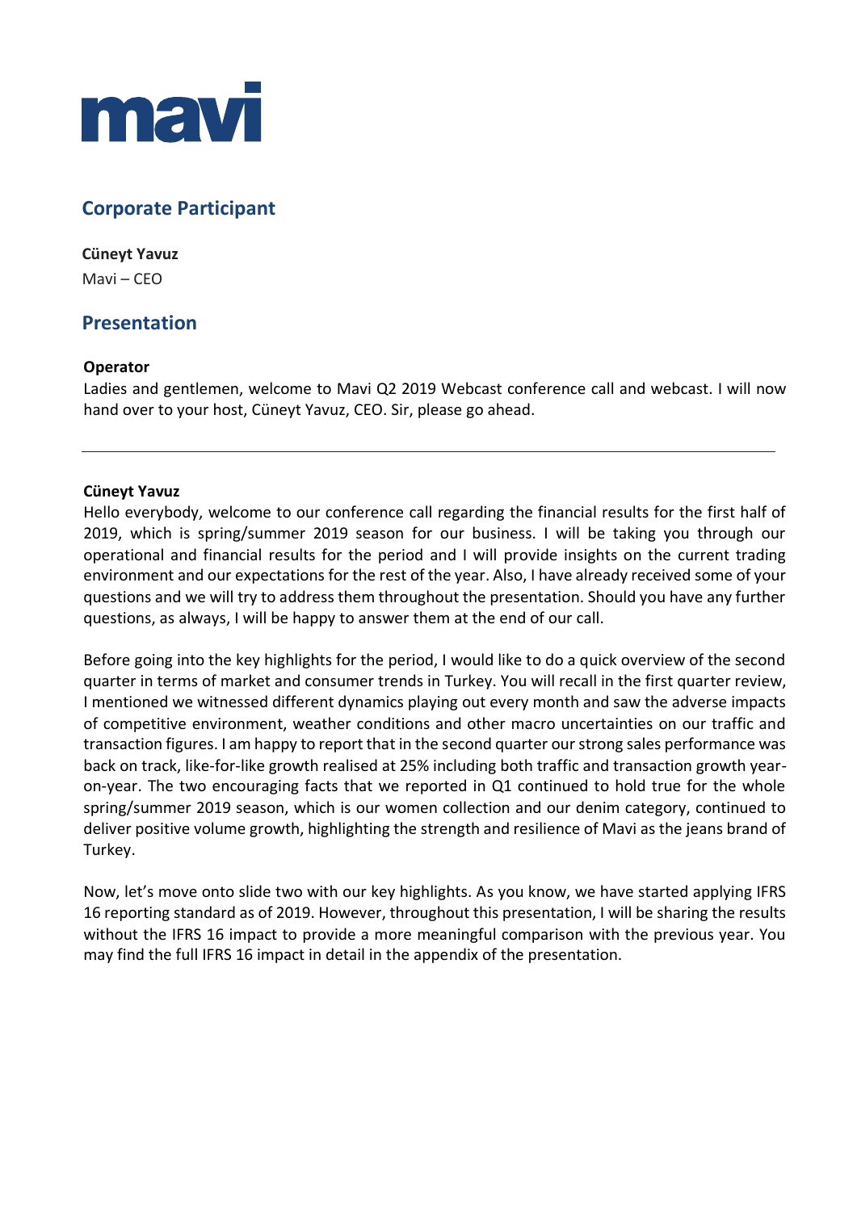# mavi

## Corporate Participant

**Cüneyt Yavuz**
Mavi – CEO

## Presentation

**Operator**
Ladies and gentlemen, welcome to Mavi Q2 2019 Webcast conference call and webcast. I will now hand over to your host, Cüneyt Yavuz, CEO. Sir, please go ahead.

---

**Cüneyt Yavuz**
Hello everybody, welcome to our conference call regarding the financial results for the first half of 2019, which is spring/summer 2019 season for our business. I will be taking you through our operational and financial results for the period and I will provide insights on the current trading environment and our expectations for the rest of the year. Also, I have already received some of your questions and we will try to address them throughout the presentation. Should you have any further questions, as always, I will be happy to answer them at the end of our call.

Before going into the key highlights for the period, I would like to do a quick overview of the second quarter in terms of market and consumer trends in Turkey. You will recall in the first quarter review, I mentioned we witnessed different dynamics playing out every month and saw the adverse impacts of competitive environment, weather conditions and other macro uncertainties on our traffic and transaction figures. I am happy to report that in the second quarter our strong sales performance was back on track, like-for-like growth realised at 25% including both traffic and transaction growth year-on-year. The two encouraging facts that we reported in Q1 continued to hold true for the whole spring/summer 2019 season, which is our women collection and our denim category, continued to deliver positive volume growth, highlighting the strength and resilience of Mavi as the jeans brand of Turkey.

Now, let's move onto slide two with our key highlights. As you know, we have started applying IFRS 16 reporting standard as of 2019. However, throughout this presentation, I will be sharing the results without the IFRS 16 impact to provide a more meaningful comparison with the previous year. You may find the full IFRS 16 impact in detail in the appendix of the presentation.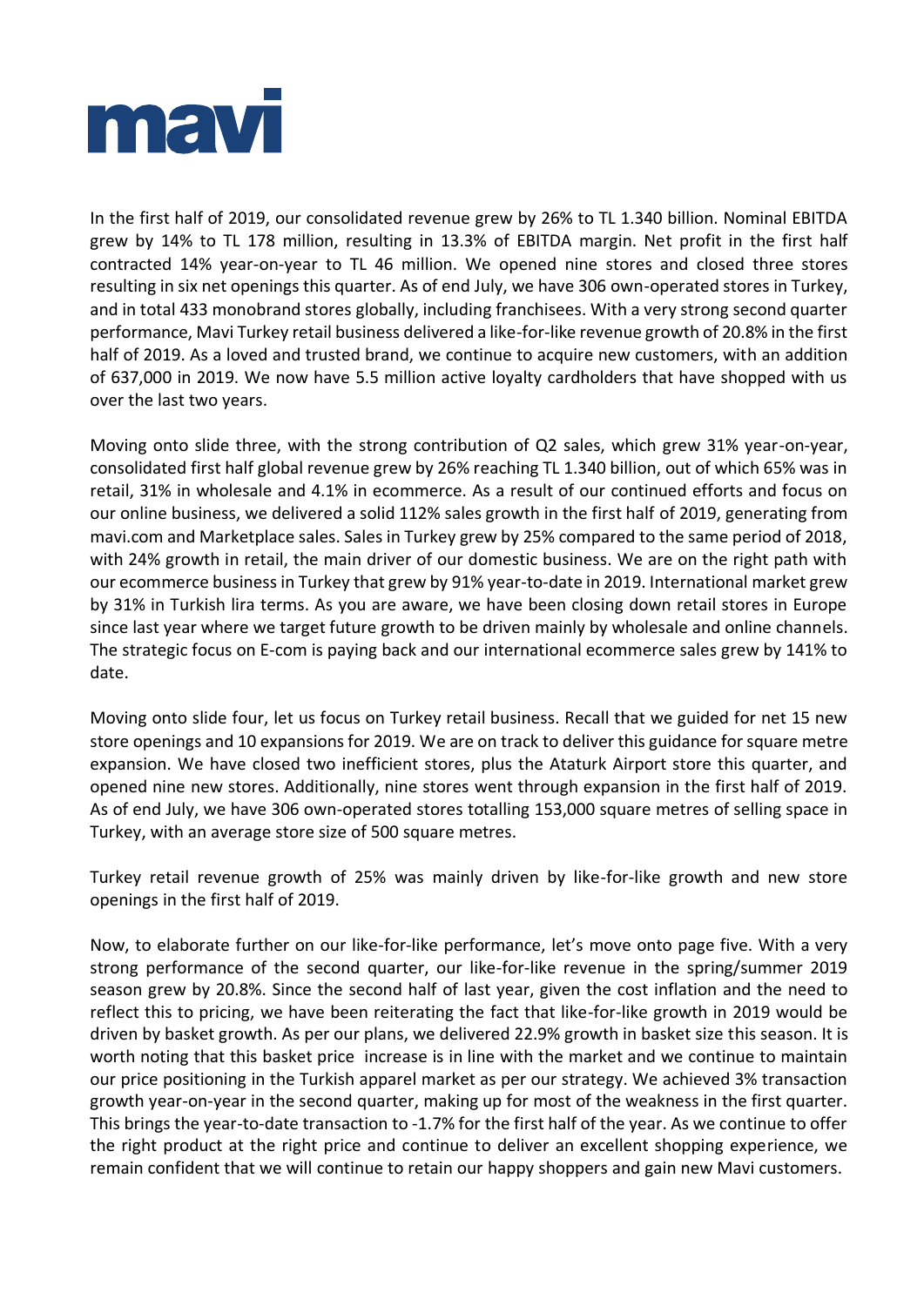In the first half of 2019, our consolidated revenue grew by 26% to TL 1.340 billion. Nominal EBITDA grew by 14% to TL 178 million, resulting in 13.3% of EBITDA margin. Net profit in the first half contracted 14% year-on-year to TL 46 million. We opened nine stores and closed three stores resulting in six net openings this quarter. As of end July, we have 306 own-operated stores in Turkey, and in total 433 monobrand stores globally, including franchisees. With a very strong second quarter performance, Mavi Turkey retail business delivered a like-for-like revenue growth of 20.8% in the first half of 2019. As a loved and trusted brand, we continue to acquire new customers, with an addition of 637,000 in 2019. We now have 5.5 million active loyalty cardholders that have shopped with us over the last two years.

Moving onto slide three, with the strong contribution of Q2 sales, which grew 31% year-on-year, consolidated first half global revenue grew by 26% reaching TL 1.340 billion, out of which 65% was in retail, 31% in wholesale and 4.1% in ecommerce. As a result of our continued efforts and focus on our online business, we delivered a solid 112% sales growth in the first half of 2019, generating from mavi.com and Marketplace sales. Sales in Turkey grew by 25% compared to the same period of 2018, with 24% growth in retail, the main driver of our domestic business. We are on the right path with our ecommerce business in Turkey that grew by 91% year-to-date in 2019. International market grew by 31% in Turkish lira terms. As you are aware, we have been closing down retail stores in Europe since last year where we target future growth to be driven mainly by wholesale and online channels. The strategic focus on E-com is paying back and our international ecommerce sales grew by 141% to date.

Moving onto slide four, let us focus on Turkey retail business. Recall that we guided for net 15 new store openings and 10 expansions for 2019. We are on track to deliver this guidance for square metre expansion. We have closed two inefficient stores, plus the Ataturk Airport store this quarter, and opened nine new stores. Additionally, nine stores went through expansion in the first half of 2019. As of end July, we have 306 own-operated stores totalling 153,000 square metres of selling space in Turkey, with an average store size of 500 square metres.

Turkey retail revenue growth of 25% was mainly driven by like-for-like growth and new store openings in the first half of 2019.

Now, to elaborate further on our like-for-like performance, let's move onto page five. With a very strong performance of the second quarter, our like-for-like revenue in the spring/summer 2019 season grew by 20.8%. Since the second half of last year, given the cost inflation and the need to reflect this to pricing, we have been reiterating the fact that like-for-like growth in 2019 would be driven by basket growth. As per our plans, we delivered 22.9% growth in basket size this season. It is worth noting that this basket price increase is in line with the market and we continue to maintain our price positioning in the Turkish apparel market as per our strategy. We achieved 3% transaction growth year-on-year in the second quarter, making up for most of the weakness in the first quarter. This brings the year-to-date transaction to -1.7% for the first half of the year. As we continue to offer the right product at the right price and continue to deliver an excellent shopping experience, we remain confident that we will continue to retain our happy shoppers and gain new Mavi customers.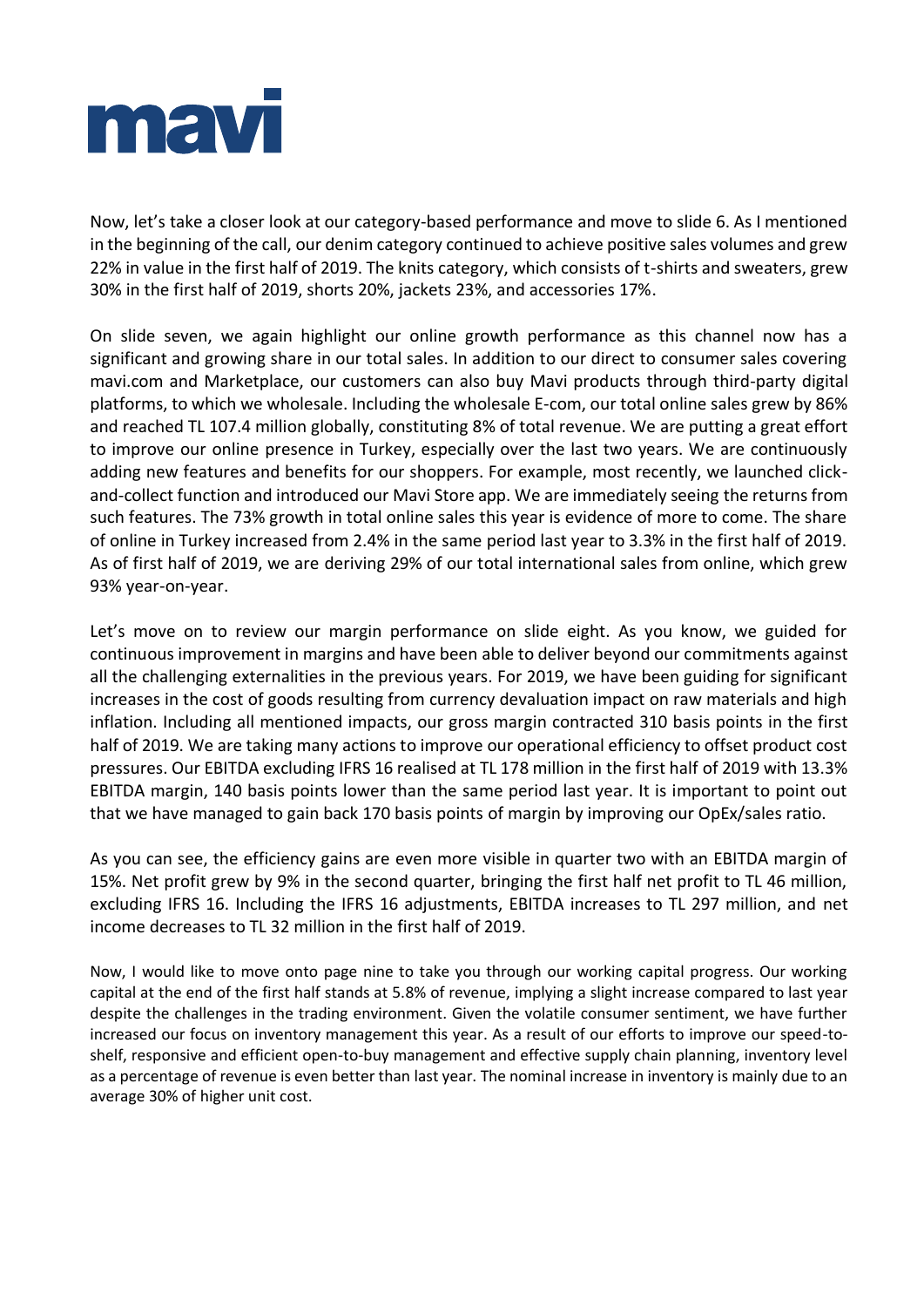Now, let's take a closer look at our category-based performance and move to slide 6. As I mentioned in the beginning of the call, our denim category continued to achieve positive sales volumes and grew 22% in value in the first half of 2019. The knits category, which consists of t-shirts and sweaters, grew 30% in the first half of 2019, shorts 20%, jackets 23%, and accessories 17%.

On slide seven, we again highlight our online growth performance as this channel now has a significant and growing share in our total sales. In addition to our direct to consumer sales covering mavi.com and Marketplace, our customers can also buy Mavi products through third-party digital platforms, to which we wholesale. Including the wholesale E-com, our total online sales grew by 86% and reached TL 107.4 million globally, constituting 8% of total revenue. We are putting a great effort to improve our online presence in Turkey, especially over the last two years. We are continuously adding new features and benefits for our shoppers. For example, most recently, we launched click-and-collect function and introduced our Mavi Store app. We are immediately seeing the returns from such features. The 73% growth in total online sales this year is evidence of more to come. The share of online in Turkey increased from 2.4% in the same period last year to 3.3% in the first half of 2019. As of first half of 2019, we are deriving 29% of our total international sales from online, which grew 93% year-on-year.

Let's move on to review our margin performance on slide eight. As you know, we guided for continuous improvement in margins and have been able to deliver beyond our commitments against all the challenging externalities in the previous years. For 2019, we have been guiding for significant increases in the cost of goods resulting from currency devaluation impact on raw materials and high inflation. Including all mentioned impacts, our gross margin contracted 310 basis points in the first half of 2019. We are taking many actions to improve our operational efficiency to offset product cost pressures. Our EBITDA excluding IFRS 16 realised at TL 178 million in the first half of 2019 with 13.3% EBITDA margin, 140 basis points lower than the same period last year. It is important to point out that we have managed to gain back 170 basis points of margin by improving our OpEx/sales ratio.

As you can see, the efficiency gains are even more visible in quarter two with an EBITDA margin of 15%. Net profit grew by 9% in the second quarter, bringing the first half net profit to TL 46 million, excluding IFRS 16. Including the IFRS 16 adjustments, EBITDA increases to TL 297 million, and net income decreases to TL 32 million in the first half of 2019.

Now, I would like to move onto page nine to take you through our working capital progress. Our working capital at the end of the first half stands at 5.8% of revenue, implying a slight increase compared to last year despite the challenges in the trading environment. Given the volatile consumer sentiment, we have further increased our focus on inventory management this year. As a result of our efforts to improve our speed-to-shelf, responsive and efficient open-to-buy management and effective supply chain planning, inventory level as a percentage of revenue is even better than last year. The nominal increase in inventory is mainly due to an average 30% of higher unit cost.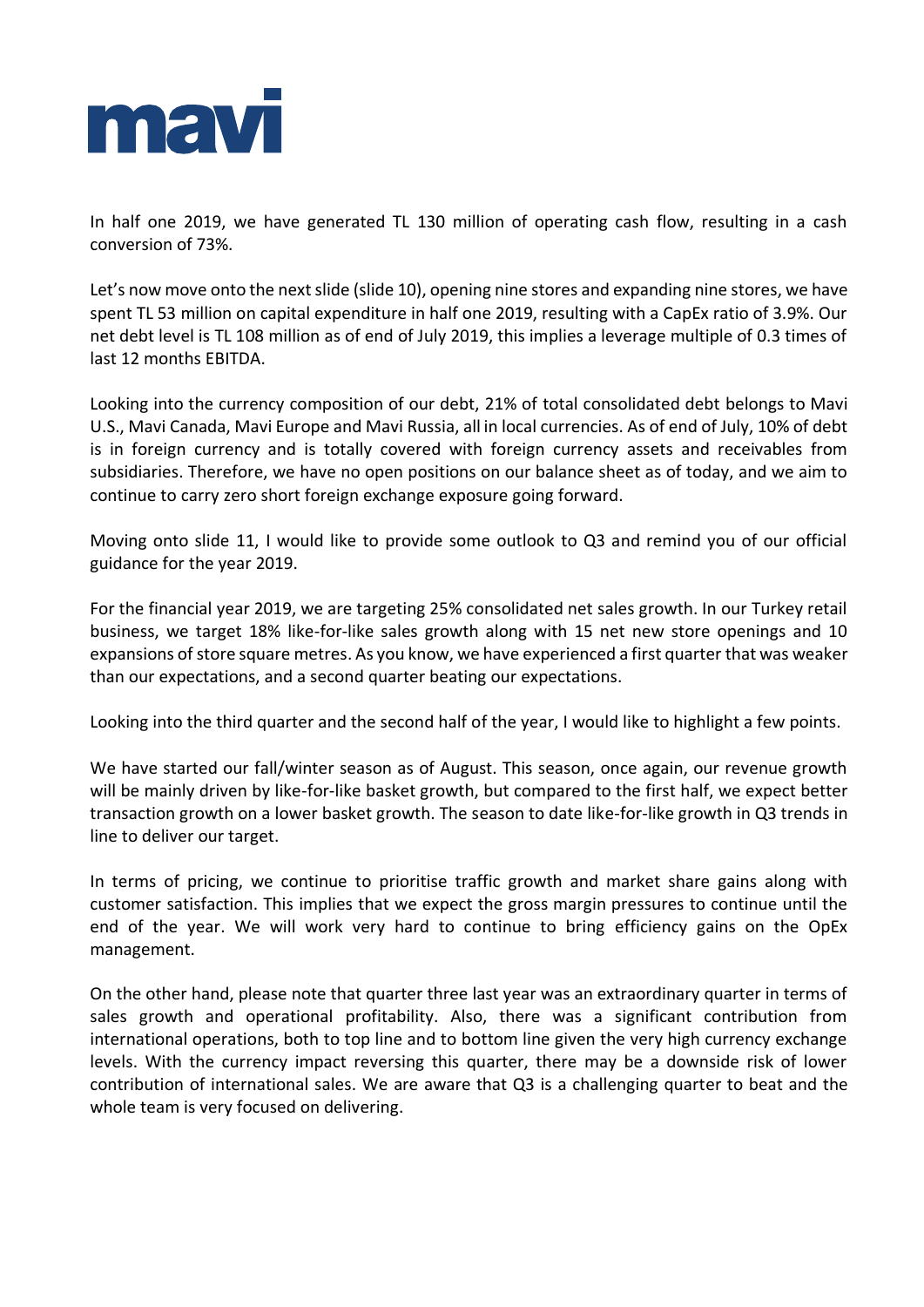In half one 2019, we have generated TL 130 million of operating cash flow, resulting in a cash conversion of 73%.

Let's now move onto the next slide (slide 10), opening nine stores and expanding nine stores, we have spent TL 53 million on capital expenditure in half one 2019, resulting with a CapEx ratio of 3.9%. Our net debt level is TL 108 million as of end of July 2019, this implies a leverage multiple of 0.3 times of last 12 months EBITDA.

Looking into the currency composition of our debt, 21% of total consolidated debt belongs to Mavi U.S., Mavi Canada, Mavi Europe and Mavi Russia, all in local currencies. As of end of July, 10% of debt is in foreign currency and is totally covered with foreign currency assets and receivables from subsidiaries. Therefore, we have no open positions on our balance sheet as of today, and we aim to continue to carry zero short foreign exchange exposure going forward.

Moving onto slide 11, I would like to provide some outlook to Q3 and remind you of our official guidance for the year 2019.

For the financial year 2019, we are targeting 25% consolidated net sales growth. In our Turkey retail business, we target 18% like-for-like sales growth along with 15 net new store openings and 10 expansions of store square metres. As you know, we have experienced a first quarter that was weaker than our expectations, and a second quarter beating our expectations.

Looking into the third quarter and the second half of the year, I would like to highlight a few points.

We have started our fall/winter season as of August. This season, once again, our revenue growth will be mainly driven by like-for-like basket growth, but compared to the first half, we expect better transaction growth on a lower basket growth. The season to date like-for-like growth in Q3 trends in line to deliver our target.

In terms of pricing, we continue to prioritise traffic growth and market share gains along with customer satisfaction. This implies that we expect the gross margin pressures to continue until the end of the year. We will work very hard to continue to bring efficiency gains on the OpEx management.

On the other hand, please note that quarter three last year was an extraordinary quarter in terms of sales growth and operational profitability. Also, there was a significant contribution from international operations, both to top line and to bottom line given the very high currency exchange levels. With the currency impact reversing this quarter, there may be a downside risk of lower contribution of international sales. We are aware that Q3 is a challenging quarter to beat and the whole team is very focused on delivering.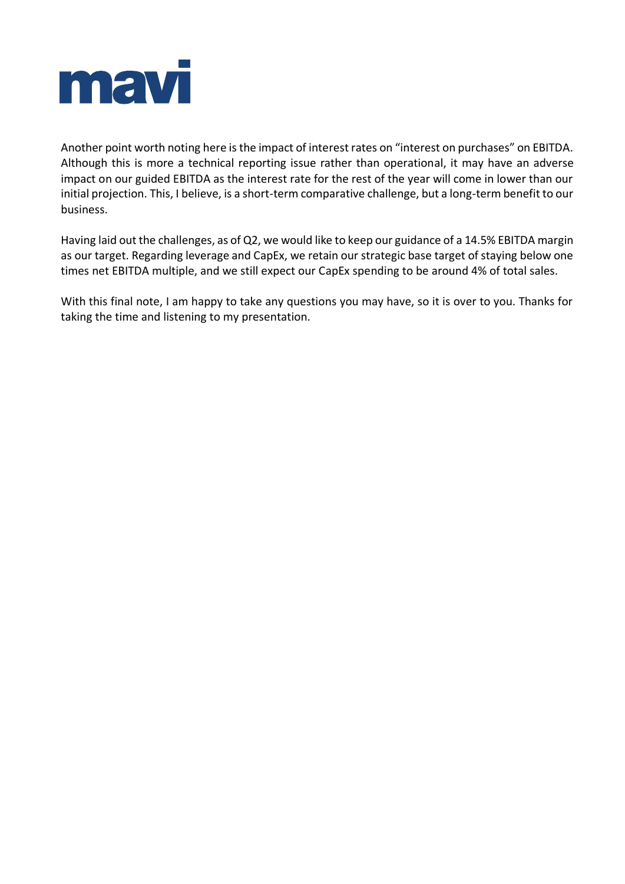Another point worth noting here is the impact of interest rates on "interest on purchases" on EBITDA. Although this is more a technical reporting issue rather than operational, it may have an adverse impact on our guided EBITDA as the interest rate for the rest of the year will come in lower than our initial projection. This, I believe, is a short-term comparative challenge, but a long-term benefit to our business.

Having laid out the challenges, as of Q2, we would like to keep our guidance of a 14.5% EBITDA margin as our target. Regarding leverage and CapEx, we retain our strategic base target of staying below one times net EBITDA multiple, and we still expect our CapEx spending to be around 4% of total sales.

With this final note, I am happy to take any questions you may have, so it is over to you. Thanks for taking the time and listening to my presentation.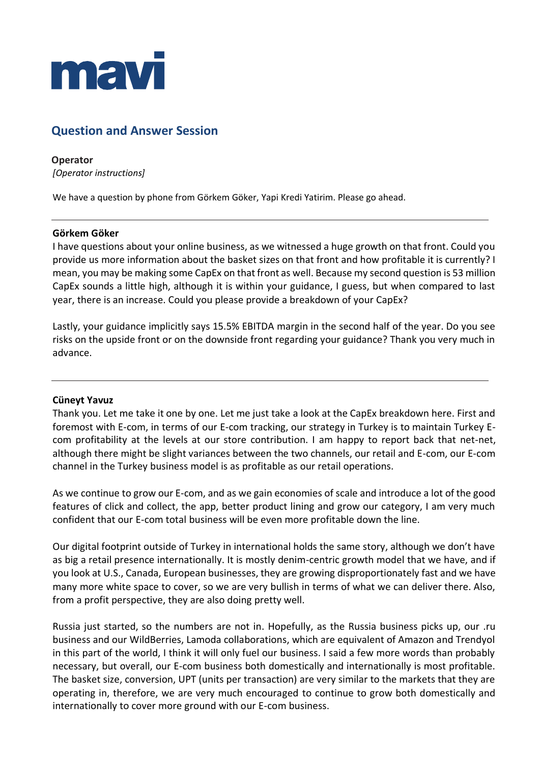mavi

## Question and Answer Session

**Operator**
*[Operator instructions]*

We have a question by phone from Görkem Göker, Yapi Kredi Yatirim. Please go ahead.

---

**Görkem Göker**
I have questions about your online business, as we witnessed a huge growth on that front. Could you provide us more information about the basket sizes on that front and how profitable it is currently? I mean, you may be making some CapEx on that front as well. Because my second question is 53 million CapEx sounds a little high, although it is within your guidance, I guess, but when compared to last year, there is an increase. Could you please provide a breakdown of your CapEx?

Lastly, your guidance implicitly says 15.5% EBITDA margin in the second half of the year. Do you see risks on the upside front or on the downside front regarding your guidance? Thank you very much in advance.

---

**Cüneyt Yavuz**
Thank you. Let me take it one by one. Let me just take a look at the CapEx breakdown here. First and foremost with E-com, in terms of our E-com tracking, our strategy in Turkey is to maintain Turkey E-com profitability at the levels at our store contribution. I am happy to report back that net-net, although there might be slight variances between the two channels, our retail and E-com, our E-com channel in the Turkey business model is as profitable as our retail operations.

As we continue to grow our E-com, and as we gain economies of scale and introduce a lot of the good features of click and collect, the app, better product lining and grow our category, I am very much confident that our E-com total business will be even more profitable down the line.

Our digital footprint outside of Turkey in international holds the same story, although we don't have as big a retail presence internationally. It is mostly denim-centric growth model that we have, and if you look at U.S., Canada, European businesses, they are growing disproportionately fast and we have many more white space to cover, so we are very bullish in terms of what we can deliver there. Also, from a profit perspective, they are also doing pretty well.

Russia just started, so the numbers are not in. Hopefully, as the Russia business picks up, our .ru business and our WildBerries, Lamoda collaborations, which are equivalent of Amazon and Trendyol in this part of the world, I think it will only fuel our business. I said a few more words than probably necessary, but overall, our E-com business both domestically and internationally is most profitable. The basket size, conversion, UPT (units per transaction) are very similar to the markets that they are operating in, therefore, we are very much encouraged to continue to grow both domestically and internationally to cover more ground with our E-com business.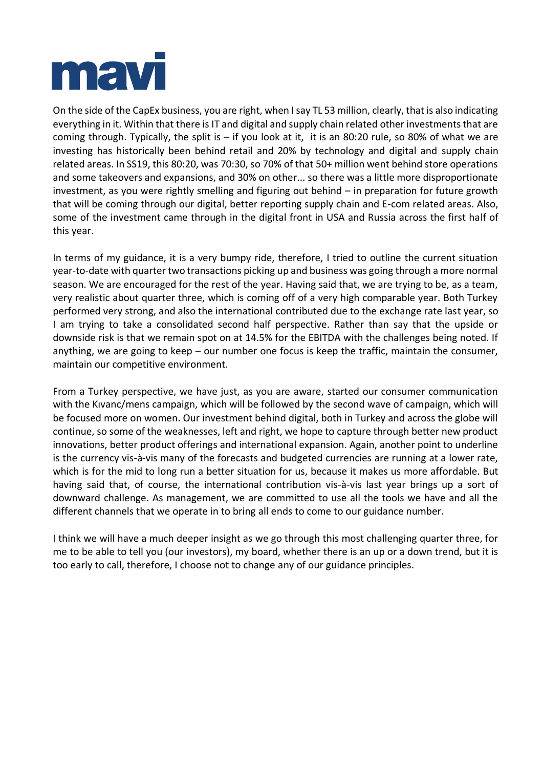On the side of the CapEx business, you are right, when I say TL 53 million, clearly, that is also indicating everything in it. Within that there is IT and digital and supply chain related other investments that are coming through. Typically, the split is – if you look at it, it is an 80:20 rule, so 80% of what we are investing has historically been behind retail and 20% by technology and digital and supply chain related areas. In SS19, this 80:20, was 70:30, so 70% of that 50+ million went behind store operations and some takeovers and expansions, and 30% on other... so there was a little more disproportionate investment, as you were rightly smelling and figuring out behind – in preparation for future growth that will be coming through our digital, better reporting supply chain and E-com related areas. Also, some of the investment came through in the digital front in USA and Russia across the first half of this year.

In terms of my guidance, it is a very bumpy ride, therefore, I tried to outline the current situation year-to-date with quarter two transactions picking up and business was going through a more normal season. We are encouraged for the rest of the year. Having said that, we are trying to be, as a team, very realistic about quarter three, which is coming off of a very high comparable year. Both Turkey performed very strong, and also the international contributed due to the exchange rate last year, so I am trying to take a consolidated second half perspective. Rather than say that the upside or downside risk is that we remain spot on at 14.5% for the EBITDA with the challenges being noted. If anything, we are going to keep – our number one focus is keep the traffic, maintain the consumer, maintain our competitive environment.

From a Turkey perspective, we have just, as you are aware, started our consumer communication with the Kıvanc/mens campaign, which will be followed by the second wave of campaign, which will be focused more on women. Our investment behind digital, both in Turkey and across the globe will continue, so some of the weaknesses, left and right, we hope to capture through better new product innovations, better product offerings and international expansion. Again, another point to underline is the currency vis-à-vis many of the forecasts and budgeted currencies are running at a lower rate, which is for the mid to long run a better situation for us, because it makes us more affordable. But having said that, of course, the international contribution vis-à-vis last year brings up a sort of downward challenge. As management, we are committed to use all the tools we have and all the different channels that we operate in to bring all ends to come to our guidance number.

I think we will have a much deeper insight as we go through this most challenging quarter three, for me to be able to tell you (our investors), my board, whether there is an up or a down trend, but it is too early to call, therefore, I choose not to change any of our guidance principles.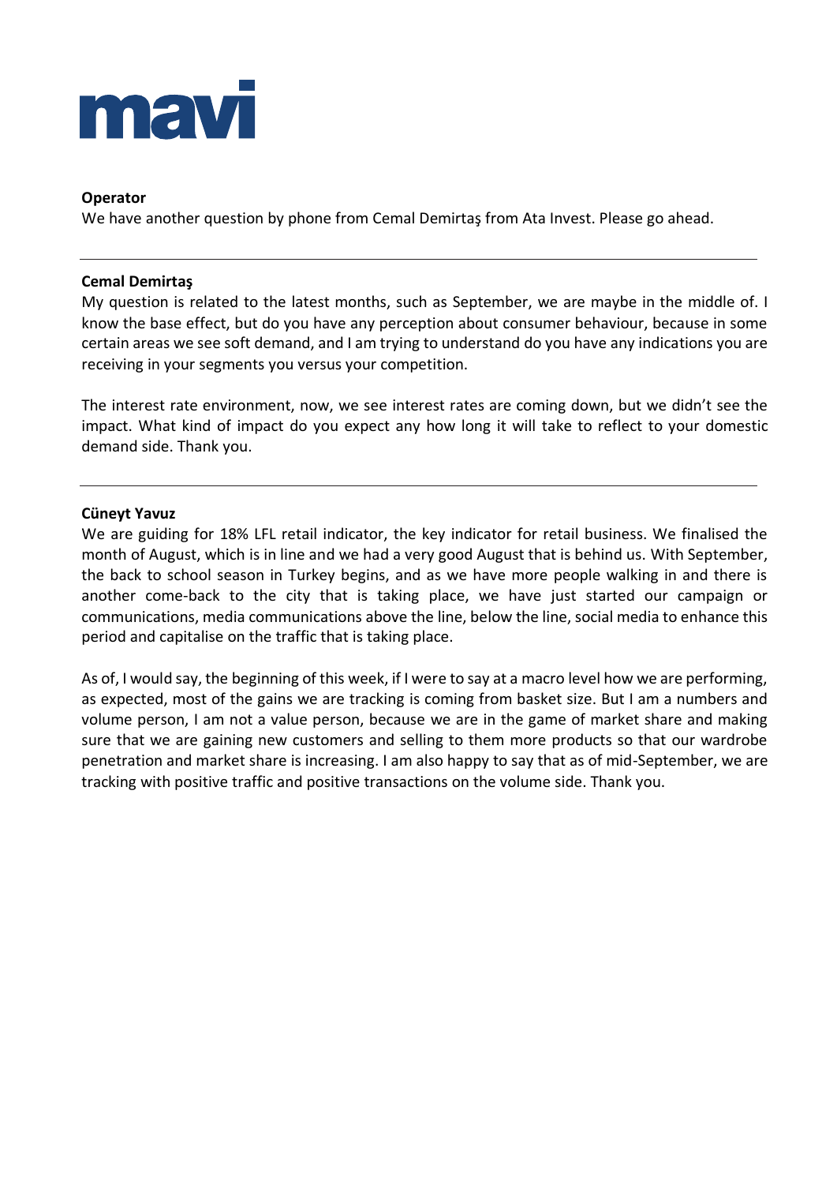**Operator**
We have another question by phone from Cemal Demirtaş from Ata Invest. Please go ahead.

---

**Cemal Demirtaş**
My question is related to the latest months, such as September, we are maybe in the middle of. I know the base effect, but do you have any perception about consumer behaviour, because in some certain areas we see soft demand, and I am trying to understand do you have any indications you are receiving in your segments you versus your competition.

The interest rate environment, now, we see interest rates are coming down, but we didn't see the impact. What kind of impact do you expect any how long it will take to reflect to your domestic demand side. Thank you.

---

**Cüneyt Yavuz**
We are guiding for 18% LFL retail indicator, the key indicator for retail business. We finalised the month of August, which is in line and we had a very good August that is behind us. With September, the back to school season in Turkey begins, and as we have more people walking in and there is another come-back to the city that is taking place, we have just started our campaign or communications, media communications above the line, below the line, social media to enhance this period and capitalise on the traffic that is taking place.

As of, I would say, the beginning of this week, if I were to say at a macro level how we are performing, as expected, most of the gains we are tracking is coming from basket size. But I am a numbers and volume person, I am not a value person, because we are in the game of market share and making sure that we are gaining new customers and selling to them more products so that our wardrobe penetration and market share is increasing. I am also happy to say that as of mid-September, we are tracking with positive traffic and positive transactions on the volume side. Thank you.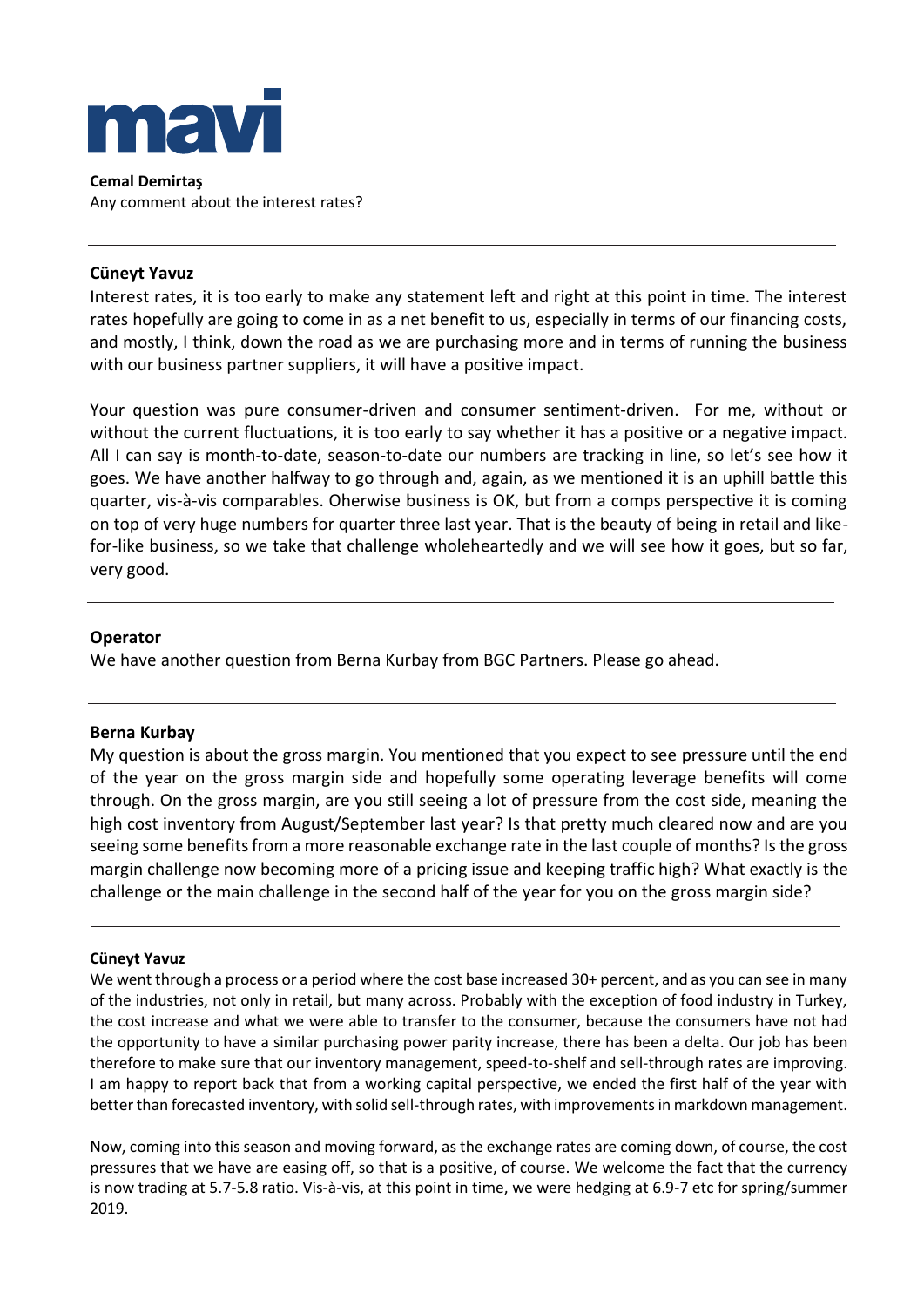**Cemal Demirtaş**
Any comment about the interest rates?

---

**Cüneyt Yavuz**
Interest rates, it is too early to make any statement left and right at this point in time. The interest rates hopefully are going to come in as a net benefit to us, especially in terms of our financing costs, and mostly, I think, down the road as we are purchasing more and in terms of running the business with our business partner suppliers, it will have a positive impact.

Your question was pure consumer-driven and consumer sentiment-driven. For me, without or without the current fluctuations, it is too early to say whether it has a positive or a negative impact. All I can say is month-to-date, season-to-date our numbers are tracking in line, so let's see how it goes. We have another halfway to go through and, again, as we mentioned it is an uphill battle this quarter, vis-à-vis comparables. Oherwise business is OK, but from a comps perspective it is coming on top of very huge numbers for quarter three last year. That is the beauty of being in retail and like-for-like business, so we take that challenge wholeheartedly and we will see how it goes, but so far, very good.

---

**Operator**
We have another question from Berna Kurbay from BGC Partners. Please go ahead.

---

**Berna Kurbay**
My question is about the gross margin. You mentioned that you expect to see pressure until the end of the year on the gross margin side and hopefully some operating leverage benefits will come through. On the gross margin, are you still seeing a lot of pressure from the cost side, meaning the high cost inventory from August/September last year? Is that pretty much cleared now and are you seeing some benefits from a more reasonable exchange rate in the last couple of months? Is the gross margin challenge now becoming more of a pricing issue and keeping traffic high? What exactly is the challenge or the main challenge in the second half of the year for you on the gross margin side?

---

**Cüneyt Yavuz**
We went through a process or a period where the cost base increased 30+ percent, and as you can see in many of the industries, not only in retail, but many across. Probably with the exception of food industry in Turkey, the cost increase and what we were able to transfer to the consumer, because the consumers have not had the opportunity to have a similar purchasing power parity increase, there has been a delta. Our job has been therefore to make sure that our inventory management, speed-to-shelf and sell-through rates are improving. I am happy to report back that from a working capital perspective, we ended the first half of the year with better than forecasted inventory, with solid sell-through rates, with improvements in markdown management.

Now, coming into this season and moving forward, as the exchange rates are coming down, of course, the cost pressures that we have are easing off, so that is a positive, of course. We welcome the fact that the currency is now trading at 5.7-5.8 ratio. Vis-à-vis, at this point in time, we were hedging at 6.9-7 etc for spring/summer 2019.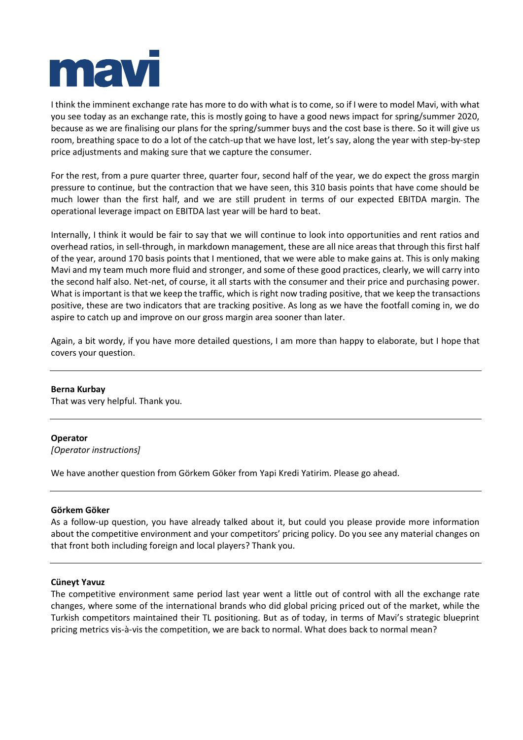I think the imminent exchange rate has more to do with what is to come, so if I were to model Mavi, with what you see today as an exchange rate, this is mostly going to have a good news impact for spring/summer 2020, because as we are finalising our plans for the spring/summer buys and the cost base is there. So it will give us room, breathing space to do a lot of the catch-up that we have lost, let's say, along the year with step-by-step price adjustments and making sure that we capture the consumer.

For the rest, from a pure quarter three, quarter four, second half of the year, we do expect the gross margin pressure to continue, but the contraction that we have seen, this 310 basis points that have come should be much lower than the first half, and we are still prudent in terms of our expected EBITDA margin. The operational leverage impact on EBITDA last year will be hard to beat.

Internally, I think it would be fair to say that we will continue to look into opportunities and rent ratios and overhead ratios, in sell-through, in markdown management, these are all nice areas that through this first half of the year, around 170 basis points that I mentioned, that we were able to make gains at. This is only making Mavi and my team much more fluid and stronger, and some of these good practices, clearly, we will carry into the second half also. Net-net, of course, it all starts with the consumer and their price and purchasing power. What is important is that we keep the traffic, which is right now trading positive, that we keep the transactions positive, these are two indicators that are tracking positive. As long as we have the footfall coming in, we do aspire to catch up and improve on our gross margin area sooner than later.

Again, a bit wordy, if you have more detailed questions, I am more than happy to elaborate, but I hope that covers your question.

---

**Berna Kurbay**
That was very helpful. Thank you.

---

**Operator**
*[Operator instructions]*

We have another question from Görkem Göker from Yapi Kredi Yatirim. Please go ahead.

---

**Görkem Göker**
As a follow-up question, you have already talked about it, but could you please provide more information about the competitive environment and your competitors' pricing policy. Do you see any material changes on that front both including foreign and local players? Thank you.

---

**Cüneyt Yavuz**
The competitive environment same period last year went a little out of control with all the exchange rate changes, where some of the international brands who did global pricing priced out of the market, while the Turkish competitors maintained their TL positioning. But as of today, in terms of Mavi's strategic blueprint pricing metrics vis-à-vis the competition, we are back to normal. What does back to normal mean?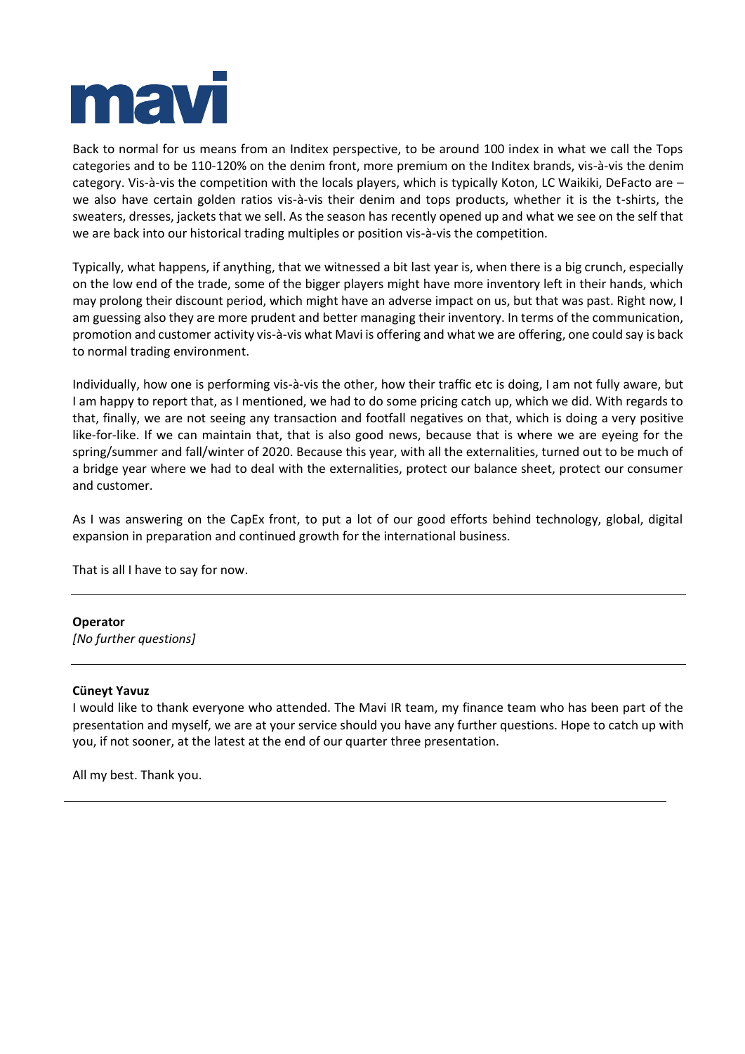Back to normal for us means from an Inditex perspective, to be around 100 index in what we call the Tops categories and to be 110-120% on the denim front, more premium on the Inditex brands, vis-à-vis the denim category. Vis-à-vis the competition with the locals players, which is typically Koton, LC Waikiki, DeFacto are – we also have certain golden ratios vis-à-vis their denim and tops products, whether it is the t-shirts, the sweaters, dresses, jackets that we sell. As the season has recently opened up and what we see on the self that we are back into our historical trading multiples or position vis-à-vis the competition.

Typically, what happens, if anything, that we witnessed a bit last year is, when there is a big crunch, especially on the low end of the trade, some of the bigger players might have more inventory left in their hands, which may prolong their discount period, which might have an adverse impact on us, but that was past. Right now, I am guessing also they are more prudent and better managing their inventory. In terms of the communication, promotion and customer activity vis-à-vis what Mavi is offering and what we are offering, one could say is back to normal trading environment.

Individually, how one is performing vis-à-vis the other, how their traffic etc is doing, I am not fully aware, but I am happy to report that, as I mentioned, we had to do some pricing catch up, which we did. With regards to that, finally, we are not seeing any transaction and footfall negatives on that, which is doing a very positive like-for-like. If we can maintain that, that is also good news, because that is where we are eyeing for the spring/summer and fall/winter of 2020. Because this year, with all the externalities, turned out to be much of a bridge year where we had to deal with the externalities, protect our balance sheet, protect our consumer and customer.

As I was answering on the CapEx front, to put a lot of our good efforts behind technology, global, digital expansion in preparation and continued growth for the international business.

That is all I have to say for now.

---

**Operator**
*[No further questions]*

---

**Cüneyt Yavuz**
I would like to thank everyone who attended. The Mavi IR team, my finance team who has been part of the presentation and myself, we are at your service should you have any further questions. Hope to catch up with you, if not sooner, at the latest at the end of our quarter three presentation.

All my best. Thank you.

---